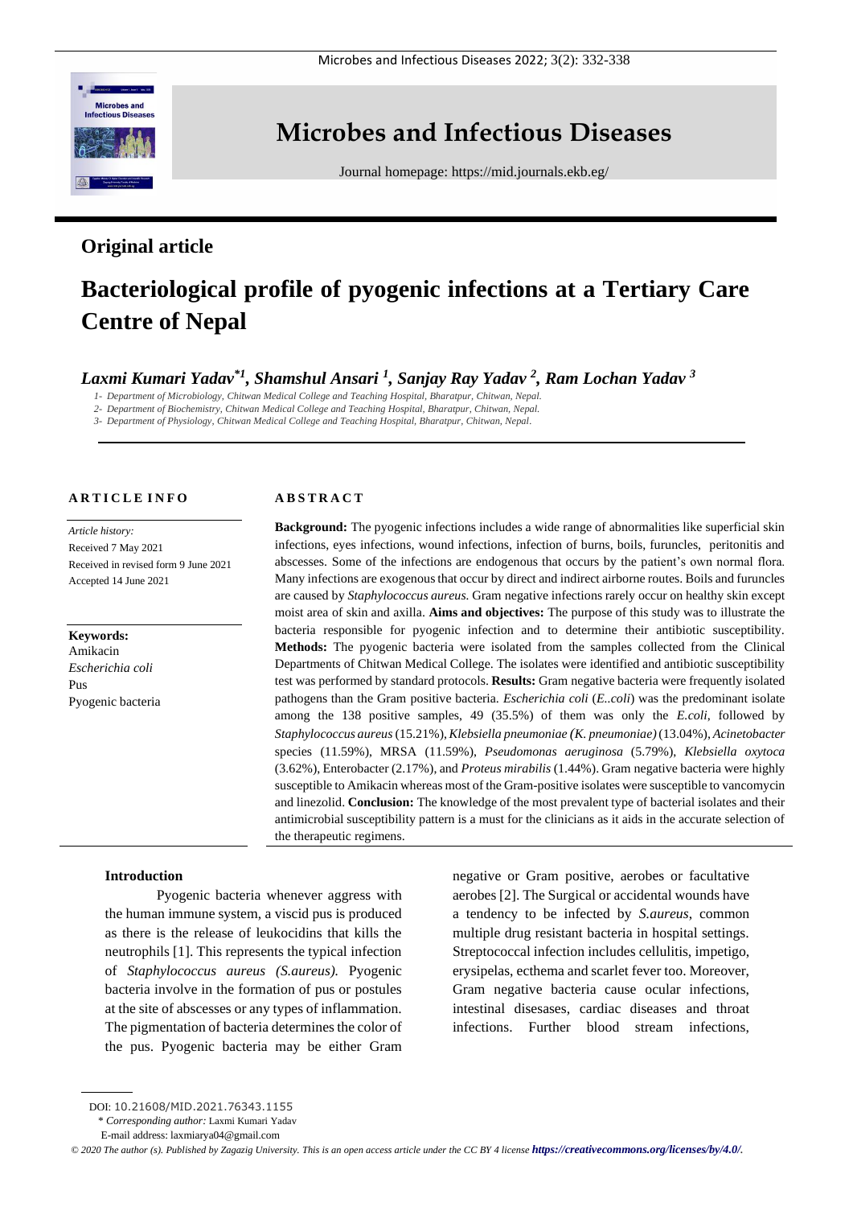# Microbes and Infectious Diseases

Journal homepage: https://mid.journals.ekb.eg/

## Original article

# Bacteriological profile of pyogenic infections at a Tertiary Care Centre of Nepal

***Laxmi Kumari Yadav*[1], Shamshul Ansari [1], Sanjay Ray Yadav [2], Ram Lochan Yadav [3]***

*1- Department of Microbiology, Chitwan Medical College and Teaching Hospital, Bharatpur, Chitwan, Nepal.*

*2- Department of Biochemistry, Chitwan Medical College and Teaching Hospital, Bharatpur, Chitwan, Nepal.*

*3- Department of Physiology, Chitwan Medical College and Teaching Hospital, Bharatpur, Chitwan, Nepal.*

### ARTICLE INFO

*Article history:*
Received 7 May 2021
Received in revised form 9 June 2021
Accepted 14 June 2021

**Keywords:**
Amikacin
*Escherichia coli*
Pus
Pyogenic bacteria

### ABSTRACT

**Background:** The pyogenic infections includes a wide range of abnormalities like superficial skin infections, eyes infections, wound infections, infection of burns, boils, furuncles, peritonitis and abscesses. Some of the infections are endogenous that occurs by the patient's own normal flora. Many infections are exogenous that occur by direct and indirect airborne routes. Boils and furuncles are caused by *Staphylococcus aureus*. Gram negative infections rarely occur on healthy skin except moist area of skin and axilla. **Aims and objectives:** The purpose of this study was to illustrate the bacteria responsible for pyogenic infection and to determine their antibiotic susceptibility. **Methods:** The pyogenic bacteria were isolated from the samples collected from the Clinical Departments of Chitwan Medical College. The isolates were identified and antibiotic susceptibility test was performed by standard protocols. **Results:** Gram negative bacteria were frequently isolated pathogens than the Gram positive bacteria. *Escherichia coli* (*E..coli*) was the predominant isolate among the 138 positive samples, 49 (35.5%) of them was only the *E.coli*, followed by *Staphylococcus aureus* (15.21%), *Klebsiella pneumoniae (K. pneumoniae)* (13.04%), *Acinetobacter* species (11.59%), MRSA (11.59%), *Pseudomonas aeruginosa* (5.79%), *Klebsiella oxytoca* (3.62%), Enterobacter (2.17%), and *Proteus mirabilis* (1.44%). Gram negative bacteria were highly susceptible to Amikacin whereas most of the Gram-positive isolates were susceptible to vancomycin and linezolid. **Conclusion:** The knowledge of the most prevalent type of bacterial isolates and their antimicrobial susceptibility pattern is a must for the clinicians as it aids in the accurate selection of the therapeutic regimens.

## Introduction

Pyogenic bacteria whenever aggress with the human immune system, a viscid pus is produced as there is the release of leukocidins that kills the neutrophils [1]. This represents the typical infection of *Staphylococcus aureus (S.aureus).* Pyogenic bacteria involve in the formation of pus or postules at the site of abscesses or any types of inflammation. The pigmentation of bacteria determines the color of the pus. Pyogenic bacteria may be either Gram negative or Gram positive, aerobes or facultative aerobes [2]. The Surgical or accidental wounds have a tendency to be infected by *S.aureus*, common multiple drug resistant bacteria in hospital settings. Streptococcal infection includes cellulitis, impetigo, erysipelas, ecthema and scarlet fever too. Moreover, Gram negative bacteria cause ocular infections, intestinal disesases, cardiac diseases and throat infections. Further blood stream infections,

DOI: 10.21608/MID.2021.76343.1155

\* *Corresponding author:* Laxmi Kumari Yadav

E-mail address: laxmiarya04@gmail.com

*© 2020 The author (s). Published by Zagazig University. This is an open access article under the CC BY 4 license* ***https://creativecommons.org/licenses/by/4.0/***.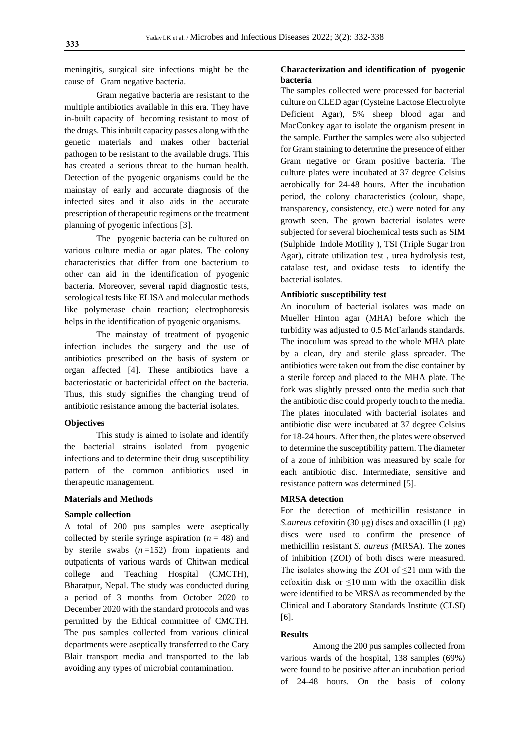meningitis, surgical site infections might be the cause of Gram negative bacteria.

Gram negative bacteria are resistant to the multiple antibiotics available in this era. They have in-built capacity of becoming resistant to most of the drugs. This inbuilt capacity passes along with the genetic materials and makes other bacterial pathogen to be resistant to the available drugs. This has created a serious threat to the human health. Detection of the pyogenic organisms could be the mainstay of early and accurate diagnosis of the infected sites and it also aids in the accurate prescription of therapeutic regimens or the treatment planning of pyogenic infections [3].

The pyogenic bacteria can be cultured on various culture media or agar plates. The colony characteristics that differ from one bacterium to other can aid in the identification of pyogenic bacteria. Moreover, several rapid diagnostic tests, serological tests like ELISA and molecular methods like polymerase chain reaction; electrophoresis helps in the identification of pyogenic organisms.

The mainstay of treatment of pyogenic infection includes the surgery and the use of antibiotics prescribed on the basis of system or organ affected [4]. These antibiotics have a bacteriostatic or bactericidal effect on the bacteria. Thus, this study signifies the changing trend of antibiotic resistance among the bacterial isolates.

**Objectives**

This study is aimed to isolate and identify the bacterial strains isolated from pyogenic infections and to determine their drug susceptibility pattern of the common antibiotics used in therapeutic management.

**Materials and Methods**

**Sample collection**

A total of 200 pus samples were aseptically collected by sterile syringe aspiration ($n$ = 48) and by sterile swabs ($n$ =152) from inpatients and outpatients of various wards of Chitwan medical college and Teaching Hospital (CMCTH), Bharatpur, Nepal. The study was conducted during a period of 3 months from October 2020 to December 2020 with the standard protocols and was permitted by the Ethical committee of CMCTH. The pus samples collected from various clinical departments were aseptically transferred to the Cary Blair transport media and transported to the lab avoiding any types of microbial contamination.

**Characterization and identification of pyogenic bacteria**

The samples collected were processed for bacterial culture on CLED agar (Cysteine Lactose Electrolyte Deficient Agar), 5% sheep blood agar and MacConkey agar to isolate the organism present in the sample. Further the samples were also subjected for Gram staining to determine the presence of either Gram negative or Gram positive bacteria. The culture plates were incubated at 37 degree Celsius aerobically for 24-48 hours. After the incubation period, the colony characteristics (colour, shape, transparency, consistency, etc.) were noted for any growth seen. The grown bacterial isolates were subjected for several biochemical tests such as SIM (Sulphide Indole Motility ), TSI (Triple Sugar Iron Agar), citrate utilization test , urea hydrolysis test, catalase test, and oxidase tests to identify the bacterial isolates.

**Antibiotic susceptibility test**

An inoculum of bacterial isolates was made on Mueller Hinton agar (MHA) before which the turbidity was adjusted to 0.5 McFarlands standards. The inoculum was spread to the whole MHA plate by a clean, dry and sterile glass spreader. The antibiotics were taken out from the disc container by a sterile forcep and placed to the MHA plate. The fork was slightly pressed onto the media such that the antibiotic disc could properly touch to the media. The plates inoculated with bacterial isolates and antibiotic disc were incubated at 37 degree Celsius for 18-24 hours. After then, the plates were observed to determine the susceptibility pattern. The diameter of a zone of inhibition was measured by scale for each antibiotic disc. Intermediate, sensitive and resistance pattern was determined [5].

**MRSA detection**

For the detection of methicillin resistance in *S.aureus* cefoxitin (30 μg) discs and oxacillin (1 μg) discs were used to confirm the presence of methicillin resistant *S. aureus (*MRSA)*.* The zones of inhibition (ZOI) of both discs were measured. The isolates showing the ZOI of ≤21 mm with the cefoxitin disk or ≤10 mm with the oxacillin disk were identified to be MRSA as recommended by the Clinical and Laboratory Standards Institute (CLSI) [6].

**Results**

Among the 200 pus samples collected from various wards of the hospital, 138 samples (69%) were found to be positive after an incubation period of 24-48 hours. On the basis of colony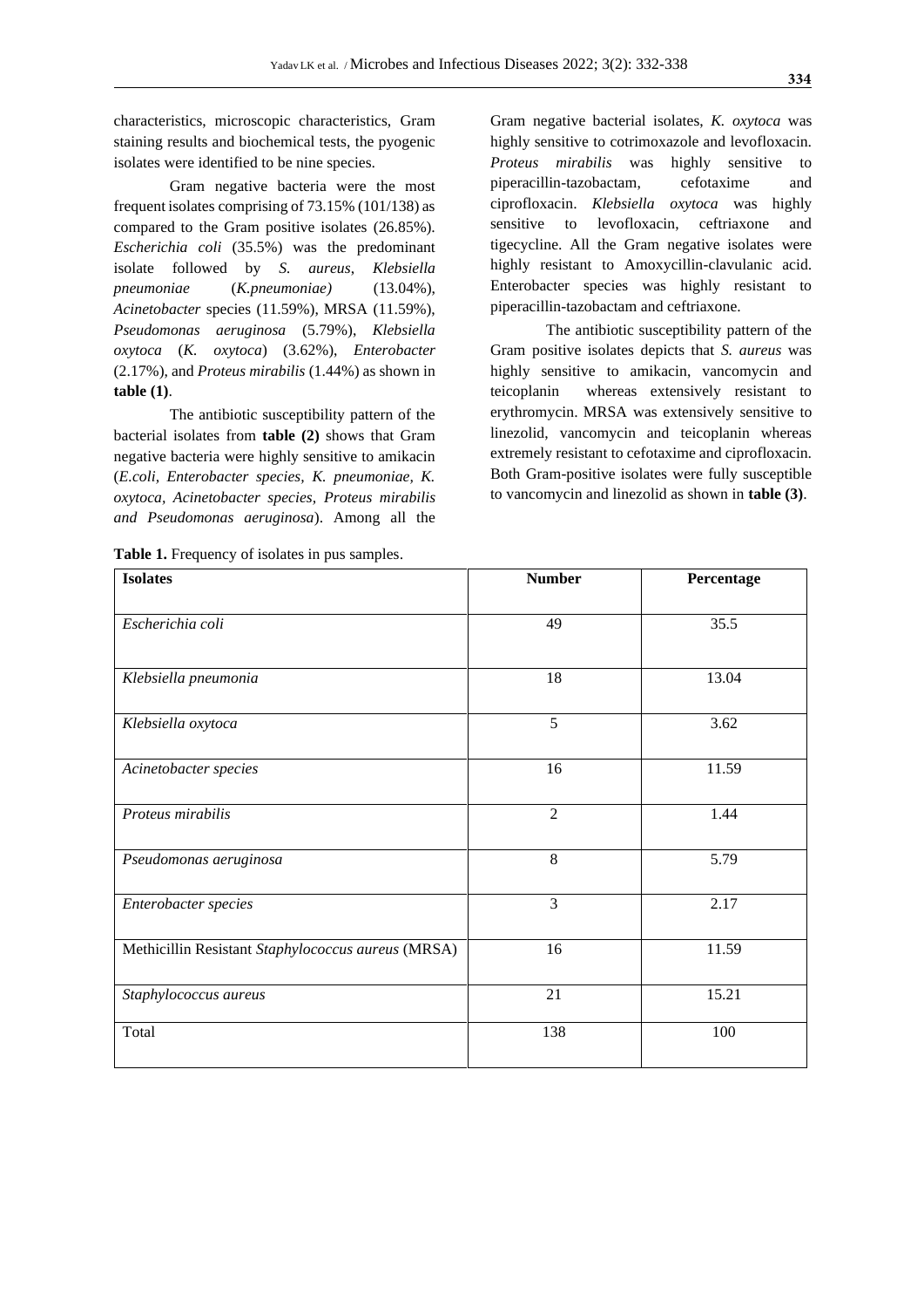characteristics, microscopic characteristics, Gram staining results and biochemical tests, the pyogenic isolates were identified to be nine species.

Gram negative bacteria were the most frequent isolates comprising of 73.15% (101/138) as compared to the Gram positive isolates (26.85%). *Escherichia coli* (35.5%) was the predominant isolate followed by *S. aureus*, *Klebsiella pneumoniae* (*K.pneumoniae)* (13.04%), *Acinetobacter* species (11.59%), MRSA (11.59%), *Pseudomonas aeruginosa* (5.79%), *Klebsiella oxytoca* (*K. oxytoca*) (3.62%), *Enterobacter* (2.17%), and *Proteus mirabilis* (1.44%) as shown in **table (1)**.

The antibiotic susceptibility pattern of the bacterial isolates from **table (2)** shows that Gram negative bacteria were highly sensitive to amikacin (*E.coli, Enterobacter species, K. pneumoniae, K. oxytoca, Acinetobacter species, Proteus mirabilis and Pseudomonas aeruginosa*). Among all the Gram negative bacterial isolates, *K. oxytoca* was highly sensitive to cotrimoxazole and levofloxacin. *Proteus mirabilis* was highly sensitive to piperacillin-tazobactam, cefotaxime and ciprofloxacin. *Klebsiella oxytoca* was highly sensitive to levofloxacin, ceftriaxone and tigecycline. All the Gram negative isolates were highly resistant to Amoxycillin-clavulanic acid. Enterobacter species was highly resistant to piperacillin-tazobactam and ceftriaxone.

The antibiotic susceptibility pattern of the Gram positive isolates depicts that *S. aureus* was highly sensitive to amikacin, vancomycin and teicoplanin whereas extensively resistant to erythromycin. MRSA was extensively sensitive to linezolid, vancomycin and teicoplanin whereas extremely resistant to cefotaxime and ciprofloxacin. Both Gram-positive isolates were fully susceptible to vancomycin and linezolid as shown in **table (3)**.

**Table 1.** Frequency of isolates in pus samples.

| **Isolates** | **Number** | **Percentage** |
|---|---|---|
| *Escherichia coli* | 49 | 35.5 |
| *Klebsiella pneumonia* | 18 | 13.04 |
| *Klebsiella oxytoca* | 5 | 3.62 |
| *Acinetobacter species* | 16 | 11.59 |
| *Proteus mirabilis* | 2 | 1.44 |
| *Pseudomonas aeruginosa* | 8 | 5.79 |
| *Enterobacter species* | 3 | 2.17 |
| Methicillin Resistant *Staphylococcus aureus* (MRSA) | 16 | 11.59 |
| *Staphylococcus aureus* | 21 | 15.21 |
| Total | 138 | 100 |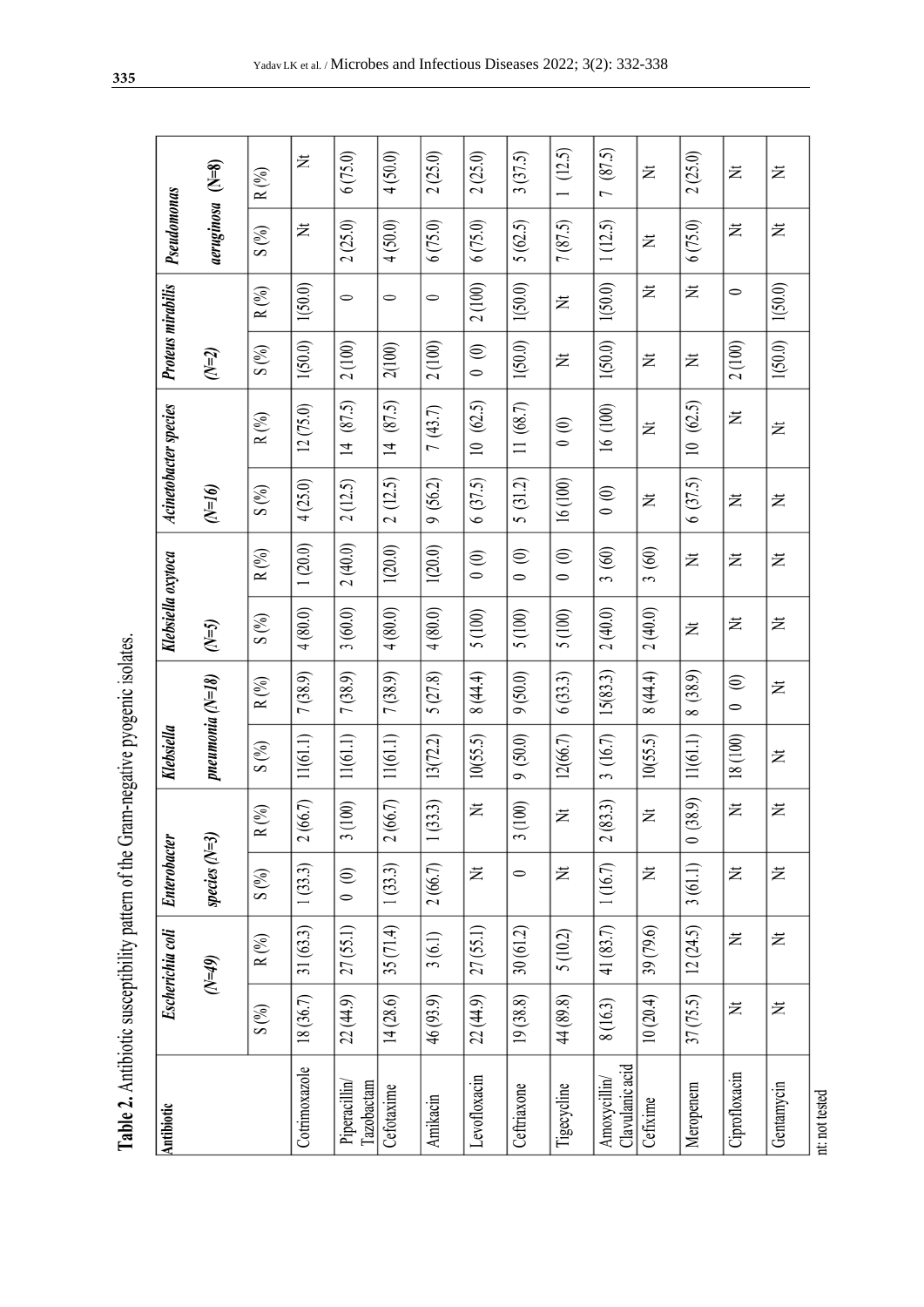**Table 2.** Antibiotic susceptibility pattern of the Gram-negative pyogenic isolates.

| Antibiotic | *Escherichia coli* (N=49) | | *Enterobacter species* (N=3) | | *Klebsiella pneumonia* (N=18) | | *Klebsiella oxytoca* (N=5) | | *Acinetobacter species* (N=16) | | *Proteus mirabilis* (N=2) | | *Pseudomonas aeruginosa* (N=8) | |
|---|---|---|---|---|---|---|---|---|---|---|---|---|---|---|
| | S (%) | R (%) | S (%) | R (%) | S (%) | R (%) | S (%) | R (%) | S (%) | R (%) | S (%) | R (%) | S (%) | R (%) |
| Cotrimoxazole | 18 (36.7) | 31 (63.3) | 1 (33.3) | 2 (66.7) | 11(61.1) | 7 (38.9) | 4 (80.0) | 1 (20.0) | 4 (25.0) | 12 (75.0) | 1(50.0) | 1(50.0) | Nt | Nt |
| Piperacillin/ Tazobactam | 22 (44.9) | 27 (55.1) | 0 (0) | 3 (100) | 11(61.1) | 7 (38.9) | 3 (60.0) | 2 (40.0) | 2 (12.5) | 14 (87.5) | 2 (100) | 0 | 2 (25.0) | 6 (75.0) |
| Cefotaxime | 14 (28.6) | 35 (71.4) | 1 (33.3) | 2 (66.7) | 11(61.1) | 7 (38.9) | 4 (80.0) | 1(20.0) | 2 (12.5) | 14 (87.5) | 2(100) | 0 | 4 (50.0) | 4 (50.0) |
| Amikacin | 46 (93.9) | 3 (6.1) | 2 (66.7) | 1 (33.3) | 13(72.2) | 5 (27.8) | 4 (80.0) | 1(20.0) | 9 (56.2) | 7 (43.7) | 2 (100) | 0 | 6 (75.0) | 2 (25.0) |
| Levofloxacin | 22 (44.9) | 27 (55.1) | Nt | Nt | 10(55.5) | 8 (44.4) | 5 (100) | 0 (0) | 6 (37.5) | 10 (62.5) | 0 (0) | 2 (100) | 6 (75.0) | 2 (25.0) |
| Ceftriaxone | 19 (38.8) | 30 (61.2) | 0 | 3 (100) | 9 (50.0) | 9 (50.0) | 5 (100) | 0 (0) | 5 (31.2) | 11 (68.7) | 1(50.0) | 1(50.0) | 5 (62.5) | 3 (37.5) |
| Tigecycline | 44 (89.8) | 5 (10.2) | Nt | Nt | 12(66.7) | 6 (33.3) | 5 (100) | 0 (0) | 16 (100) | 0 (0) | Nt | Nt | 7 (87.5) | 1 (12.5) |
| Amoxycillin/ Clavulanic acid | 8 (16.3) | 41 (83.7) | 1 (16.7) | 2 (83.3) | 3 (16.7) | 15(83.3) | 2 (40.0) | 3 (60) | 0 (0) | 16 (100) | 1(50.0) | 1(50.0) | 1 (12.5) | 7 (87.5) |
| Cefixime | 10 (20.4) | 39 (79.6) | Nt | Nt | 10(55.5) | 8 (44.4) | 2 (40.0) | 3 (60) | Nt | Nt | Nt | Nt | Nt | Nt |
| Meropenem | 37 (75.5) | 12 (24.5) | 3 (61.1) | 0 (38.9) | 11(61.1) | 8 (38.9) | Nt | Nt | 6 (37.5) | 10 (62.5) | Nt | Nt | 6 (75.0) | 2 (25.0) |
| Ciprofloxacin | Nt | Nt | Nt | Nt | 18 (100) | 0 (0) | Nt | Nt | Nt | Nt | 2 (100) | 0 | Nt | Nt |
| Gentamycin | Nt | Nt | Nt | Nt | Nt | Nt | Nt | Nt | Nt | Nt | 1(50.0) | 1(50.0) | Nt | Nt |

nt: not tested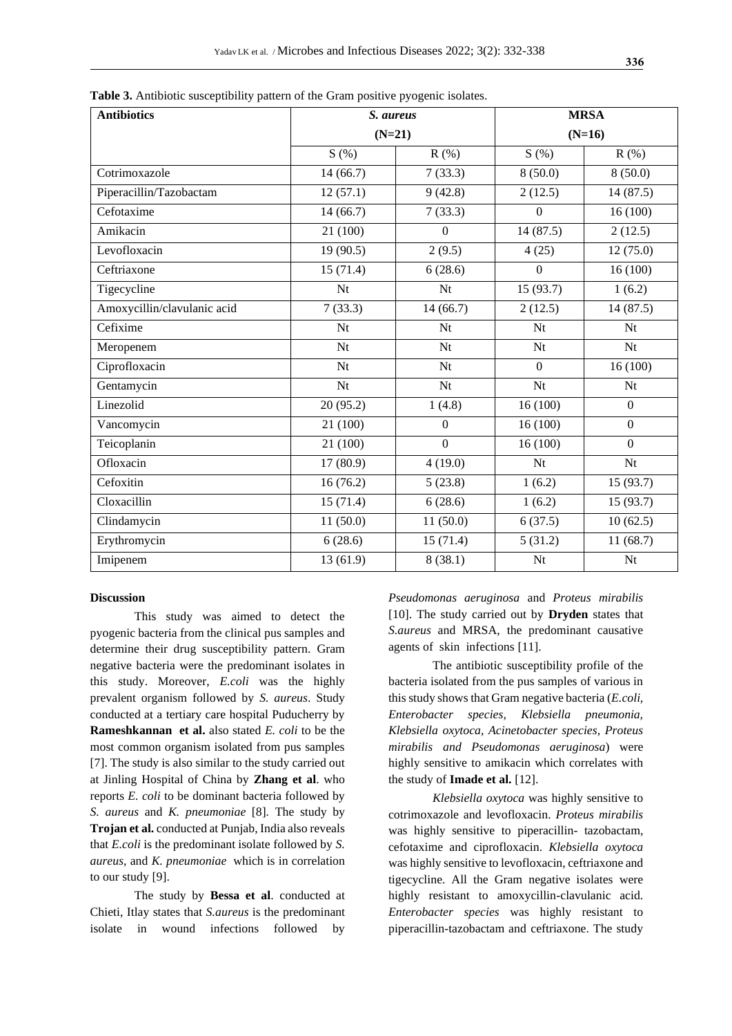**Table 3.** Antibiotic susceptibility pattern of the Gram positive pyogenic isolates.

| Antibiotics | *S. aureus* (N=21) | | MRSA (N=16) | |
|---|---|---|---|---|
| | S (%) | R (%) | S (%) | R (%) |
| Cotrimoxazole | 14 (66.7) | 7 (33.3) | 8 (50.0) | 8 (50.0) |
| Piperacillin/Tazobactam | 12 (57.1) | 9 (42.8) | 2 (12.5) | 14 (87.5) |
| Cefotaxime | 14 (66.7) | 7 (33.3) | 0 | 16 (100) |
| Amikacin | 21 (100) | 0 | 14 (87.5) | 2 (12.5) |
| Levofloxacin | 19 (90.5) | 2 (9.5) | 4 (25) | 12 (75.0) |
| Ceftriaxone | 15 (71.4) | 6 (28.6) | 0 | 16 (100) |
| Tigecycline | Nt | Nt | 15 (93.7) | 1 (6.2) |
| Amoxycillin/clavulanic acid | 7 (33.3) | 14 (66.7) | 2 (12.5) | 14 (87.5) |
| Cefixime | Nt | Nt | Nt | Nt |
| Meropenem | Nt | Nt | Nt | Nt |
| Ciprofloxacin | Nt | Nt | 0 | 16 (100) |
| Gentamycin | Nt | Nt | Nt | Nt |
| Linezolid | 20 (95.2) | 1 (4.8) | 16 (100) | 0 |
| Vancomycin | 21 (100) | 0 | 16 (100) | 0 |
| Teicoplanin | 21 (100) | 0 | 16 (100) | 0 |
| Ofloxacin | 17 (80.9) | 4 (19.0) | Nt | Nt |
| Cefoxitin | 16 (76.2) | 5 (23.8) | 1 (6.2) | 15 (93.7) |
| Cloxacillin | 15 (71.4) | 6 (28.6) | 1 (6.2) | 15 (93.7) |
| Clindamycin | 11 (50.0) | 11 (50.0) | 6 (37.5) | 10 (62.5) |
| Erythromycin | 6 (28.6) | 15 (71.4) | 5 (31.2) | 11 (68.7) |
| Imipenem | 13 (61.9) | 8 (38.1) | Nt | Nt |

## Discussion

This study was aimed to detect the pyogenic bacteria from the clinical pus samples and determine their drug susceptibility pattern. Gram negative bacteria were the predominant isolates in this study. Moreover, *E.coli* was the highly prevalent organism followed by *S. aureus*. Study conducted at a tertiary care hospital Puducherry by **Rameshkannan et al.** also stated *E. coli* to be the most common organism isolated from pus samples [7]. The study is also similar to the study carried out at Jinling Hospital of China by **Zhang et al**. who reports *E. coli* to be dominant bacteria followed by *S. aureus* and *K. pneumoniae* [8]. The study by **Trojan et al.** conducted at Punjab, India also reveals that *E.coli* is the predominant isolate followed by *S. aureus*, and *K. pneumoniae* which is in correlation to our study [9].

The study by **Bessa et al**. conducted at Chieti, Itlay states that *S.aureus* is the predominant isolate in wound infections followed by *Pseudomonas aeruginosa* and *Proteus mirabilis* [10]. The study carried out by **Dryden** states that *S.aureus* and MRSA, the predominant causative agents of skin infections [11].

The antibiotic susceptibility profile of the bacteria isolated from the pus samples of various in this study shows that Gram negative bacteria (*E.coli, Enterobacter species, Klebsiella pneumonia, Klebsiella oxytoca, Acinetobacter species, Proteus mirabilis and Pseudomonas aeruginosa*) were highly sensitive to amikacin which correlates with the study of **Imade et al.** [12].

*Klebsiella oxytoca* was highly sensitive to cotrimoxazole and levofloxacin. *Proteus mirabilis* was highly sensitive to piperacillin- tazobactam, cefotaxime and ciprofloxacin. *Klebsiella oxytoca* was highly sensitive to levofloxacin, ceftriaxone and tigecycline. All the Gram negative isolates were highly resistant to amoxycillin-clavulanic acid. *Enterobacter species* was highly resistant to piperacillin-tazobactam and ceftriaxone. The study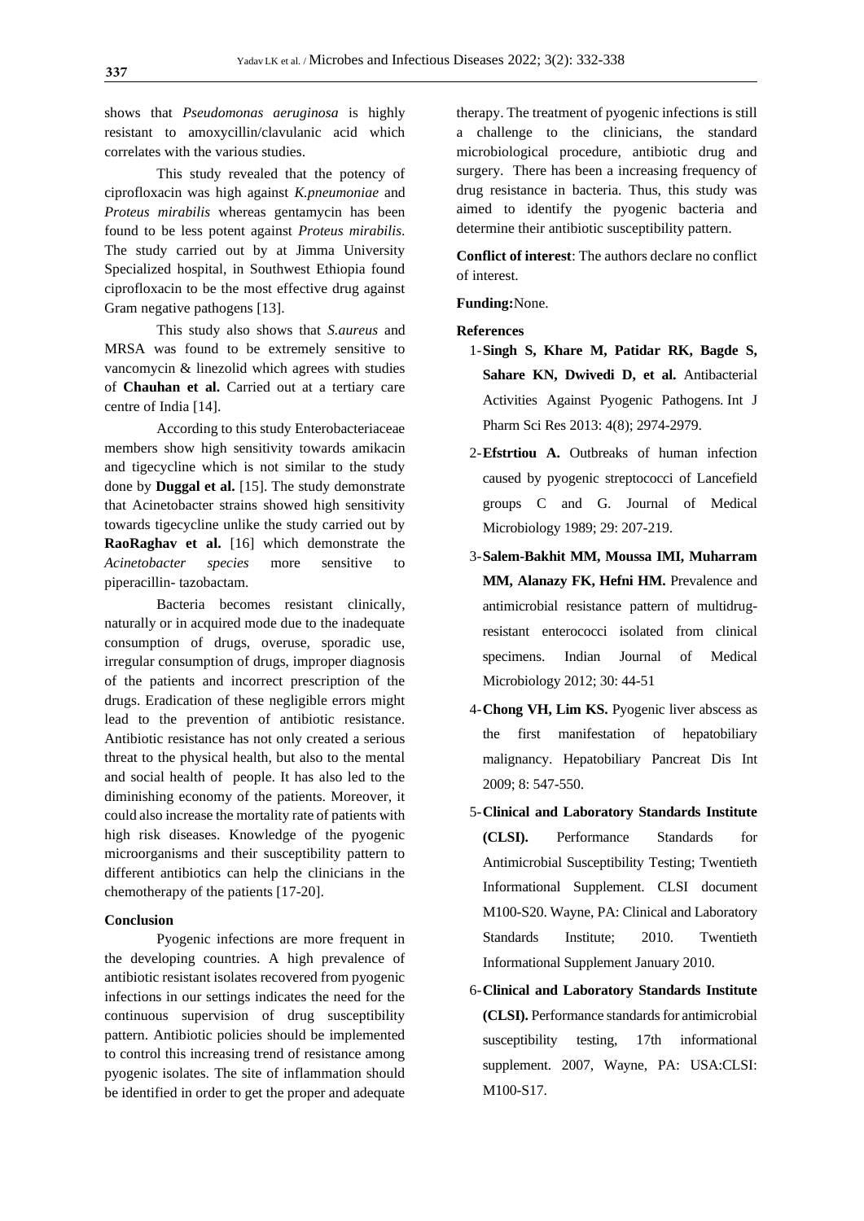shows that *Pseudomonas aeruginosa* is highly resistant to amoxycillin/clavulanic acid which correlates with the various studies.

This study revealed that the potency of ciprofloxacin was high against *K.pneumoniae* and *Proteus mirabilis* whereas gentamycin has been found to be less potent against *Proteus mirabilis*. The study carried out by at Jimma University Specialized hospital, in Southwest Ethiopia found ciprofloxacin to be the most effective drug against Gram negative pathogens [13].

This study also shows that *S.aureus* and MRSA was found to be extremely sensitive to vancomycin & linezolid which agrees with studies of **Chauhan et al.** Carried out at a tertiary care centre of India [14].

According to this study Enterobacteriaceae members show high sensitivity towards amikacin and tigecycline which is not similar to the study done by **Duggal et al.** [15]. The study demonstrate that Acinetobacter strains showed high sensitivity towards tigecycline unlike the study carried out by **RaoRaghav et al.** [16] which demonstrate the *Acinetobacter species* more sensitive to piperacillin- tazobactam.

Bacteria becomes resistant clinically, naturally or in acquired mode due to the inadequate consumption of drugs, overuse, sporadic use, irregular consumption of drugs, improper diagnosis of the patients and incorrect prescription of the drugs. Eradication of these negligible errors might lead to the prevention of antibiotic resistance. Antibiotic resistance has not only created a serious threat to the physical health, but also to the mental and social health of people. It has also led to the diminishing economy of the patients. Moreover, it could also increase the mortality rate of patients with high risk diseases. Knowledge of the pyogenic microorganisms and their susceptibility pattern to different antibiotics can help the clinicians in the chemotherapy of the patients [17-20].

## Conclusion

Pyogenic infections are more frequent in the developing countries. A high prevalence of antibiotic resistant isolates recovered from pyogenic infections in our settings indicates the need for the continuous supervision of drug susceptibility pattern. Antibiotic policies should be implemented to control this increasing trend of resistance among pyogenic isolates. The site of inflammation should be identified in order to get the proper and adequate therapy. The treatment of pyogenic infections is still a challenge to the clinicians, the standard microbiological procedure, antibiotic drug and surgery. There has been a increasing frequency of drug resistance in bacteria. Thus, this study was aimed to identify the pyogenic bacteria and determine their antibiotic susceptibility pattern.

**Conflict of interest**: The authors declare no conflict of interest.

**Funding:**None.

## References

1. **Singh S, Khare M, Patidar RK, Bagde S, Sahare KN, Dwivedi D, et al.** Antibacterial Activities Against Pyogenic Pathogens. Int J Pharm Sci Res 2013: 4(8); 2974-2979.
2. **Efstrtiou A.** Outbreaks of human infection caused by pyogenic streptococci of Lancefield groups C and G. Journal of Medical Microbiology 1989; 29: 207-219.
3. **Salem-Bakhit MM, Moussa IMI, Muharram MM, Alanazy FK, Hefni HM.** Prevalence and antimicrobial resistance pattern of multidrug-resistant enterococci isolated from clinical specimens. Indian Journal of Medical Microbiology 2012; 30: 44-51
4. **Chong VH, Lim KS.** Pyogenic liver abscess as the first manifestation of hepatobiliary malignancy. Hepatobiliary Pancreat Dis Int 2009; 8: 547-550.
5. **Clinical and Laboratory Standards Institute (CLSI).** Performance Standards for Antimicrobial Susceptibility Testing; Twentieth Informational Supplement. CLSI document M100-S20. Wayne, PA: Clinical and Laboratory Standards Institute; 2010. Twentieth Informational Supplement January 2010.
6. **Clinical and Laboratory Standards Institute (CLSI).** Performance standards for antimicrobial susceptibility testing, 17th informational supplement. 2007, Wayne, PA: USA:CLSI: M100-S17.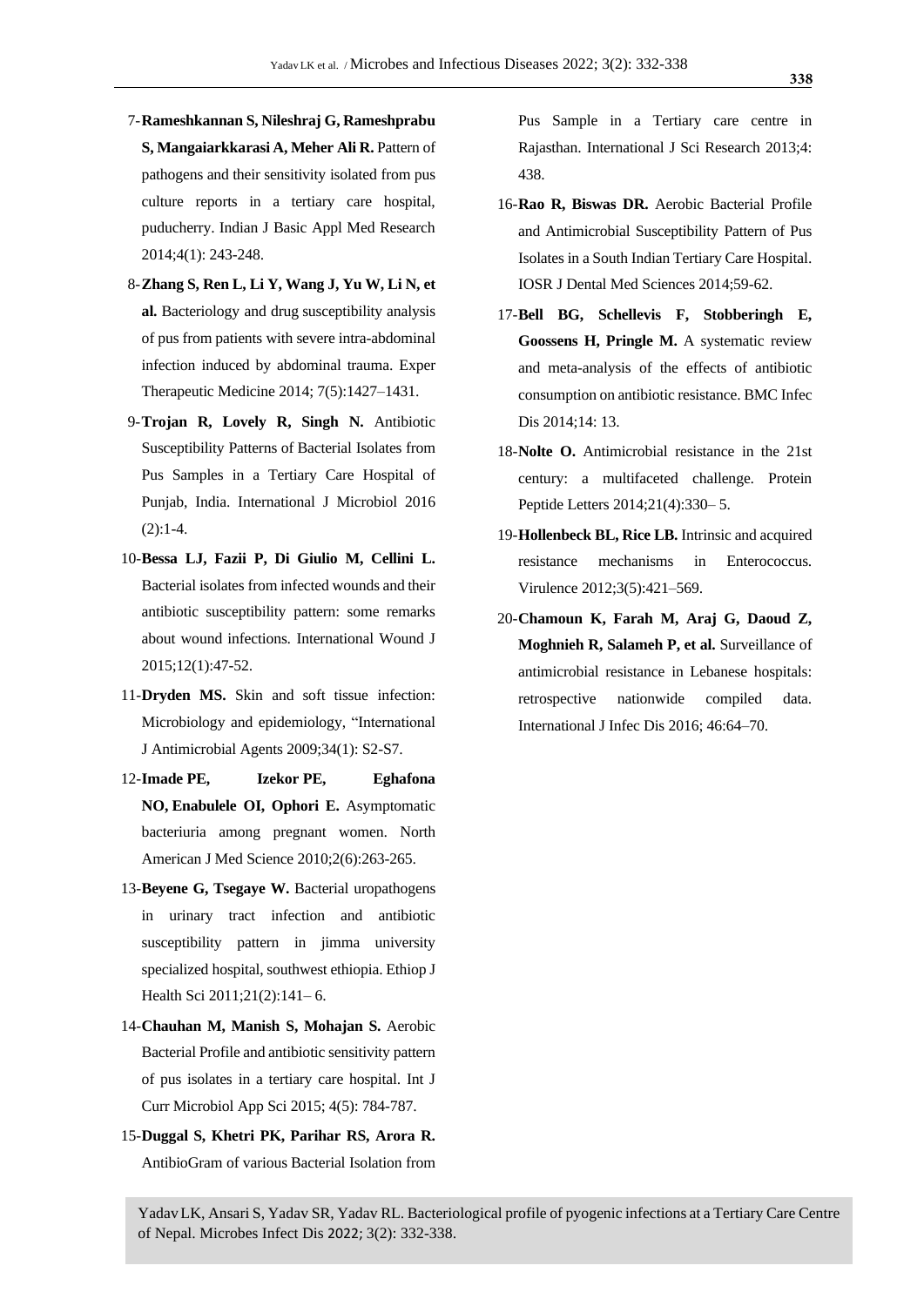7-**Rameshkannan S, Nileshraj G, Rameshprabu S, Mangaiarkkarasi A, Meher Ali R.** Pattern of pathogens and their sensitivity isolated from pus culture reports in a tertiary care hospital, puducherry. Indian J Basic Appl Med Research 2014;4(1): 243-248.

8-**Zhang S, Ren L, Li Y, Wang J, Yu W, Li N, et al.** Bacteriology and drug susceptibility analysis of pus from patients with severe intra-abdominal infection induced by abdominal trauma. Exper Therapeutic Medicine 2014; 7(5):1427–1431.

9-**Trojan R, Lovely R, Singh N.** Antibiotic Susceptibility Patterns of Bacterial Isolates from Pus Samples in a Tertiary Care Hospital of Punjab, India. International J Microbiol 2016 (2):1-4.

10-**Bessa LJ, Fazii P, Di Giulio M, Cellini L.** Bacterial isolates from infected wounds and their antibiotic susceptibility pattern: some remarks about wound infections. International Wound J 2015;12(1):47-52.

11-**Dryden MS.** Skin and soft tissue infection: Microbiology and epidemiology, "International J Antimicrobial Agents 2009;34(1): S2-S7.

12-**Imade PE, Izekor PE, Eghafona NO, Enabulele OI, Ophori E.** Asymptomatic bacteriuria among pregnant women. North American J Med Science 2010;2(6):263-265.

13-**Beyene G, Tsegaye W.** Bacterial uropathogens in urinary tract infection and antibiotic susceptibility pattern in jimma university specialized hospital, southwest ethiopia. Ethiop J Health Sci 2011;21(2):141– 6.

14-**Chauhan M, Manish S, Mohajan S.** Aerobic Bacterial Profile and antibiotic sensitivity pattern of pus isolates in a tertiary care hospital. Int J Curr Microbiol App Sci 2015; 4(5): 784-787.

15-**Duggal S, Khetri PK, Parihar RS, Arora R.** AntibioGram of various Bacterial Isolation from Pus Sample in a Tertiary care centre in Rajasthan. International J Sci Research 2013;4: 438.

16-**Rao R, Biswas DR.** Aerobic Bacterial Profile and Antimicrobial Susceptibility Pattern of Pus Isolates in a South Indian Tertiary Care Hospital. IOSR J Dental Med Sciences 2014;59-62.

17-**Bell BG, Schellevis F, Stobberingh E, Goossens H, Pringle M.** A systematic review and meta-analysis of the effects of antibiotic consumption on antibiotic resistance. BMC Infec Dis 2014;14: 13.

18-**Nolte O.** Antimicrobial resistance in the 21st century: a multifaceted challenge. Protein Peptide Letters 2014;21(4):330– 5.

19-**Hollenbeck BL, Rice LB.** Intrinsic and acquired resistance mechanisms in Enterococcus. Virulence 2012;3(5):421–569.

20-**Chamoun K, Farah M, Araj G, Daoud Z, Moghnieh R, Salameh P, et al.** Surveillance of antimicrobial resistance in Lebanese hospitals: retrospective nationwide compiled data. International J Infec Dis 2016; 46:64–70.

Yadav LK, Ansari S, Yadav SR, Yadav RL. Bacteriological profile of pyogenic infections at a Tertiary Care Centre of Nepal. Microbes Infect Dis 2022; 3(2): 332-338.